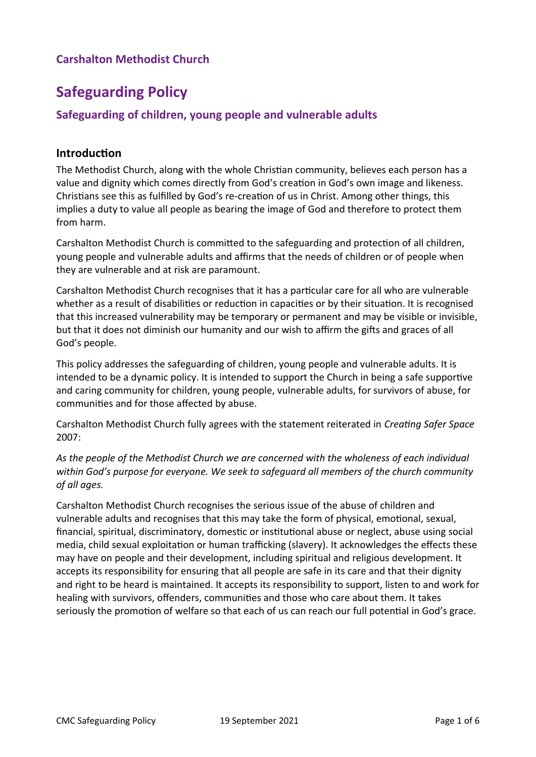**Carshalton Methodist Church**

# Safeguarding Policy

## Safeguarding of children, young people and vulnerable adults

### Introduction

The Methodist Church, along with the whole Christian community, believes each person has a value and dignity which comes directly from God's creation in God's own image and likeness. Christians see this as fulfilled by God's re-creation of us in Christ. Among other things, this implies a duty to value all people as bearing the image of God and therefore to protect them from harm.

Carshalton Methodist Church is committed to the safeguarding and protection of all children, young people and vulnerable adults and affirms that the needs of children or of people when they are vulnerable and at risk are paramount.

Carshalton Methodist Church recognises that it has a particular care for all who are vulnerable whether as a result of disabilities or reduction in capacities or by their situation. It is recognised that this increased vulnerability may be temporary or permanent and may be visible or invisible, but that it does not diminish our humanity and our wish to affirm the gifts and graces of all God's people.

This policy addresses the safeguarding of children, young people and vulnerable adults. It is intended to be a dynamic policy. It is intended to support the Church in being a safe supportive and caring community for children, young people, vulnerable adults, for survivors of abuse, for communities and for those affected by abuse.

Carshalton Methodist Church fully agrees with the statement reiterated in *Creating Safer Space* 2007:

*As the people of the Methodist Church we are concerned with the wholeness of each individual within God's purpose for everyone. We seek to safeguard all members of the church community of all ages.*

Carshalton Methodist Church recognises the serious issue of the abuse of children and vulnerable adults and recognises that this may take the form of physical, emotional, sexual, financial, spiritual, discriminatory, domestic or institutional abuse or neglect, abuse using social media, child sexual exploitation or human trafficking (slavery). It acknowledges the effects these may have on people and their development, including spiritual and religious development. It accepts its responsibility for ensuring that all people are safe in its care and that their dignity and right to be heard is maintained. It accepts its responsibility to support, listen to and work for healing with survivors, offenders, communities and those who care about them. It takes seriously the promotion of welfare so that each of us can reach our full potential in God's grace.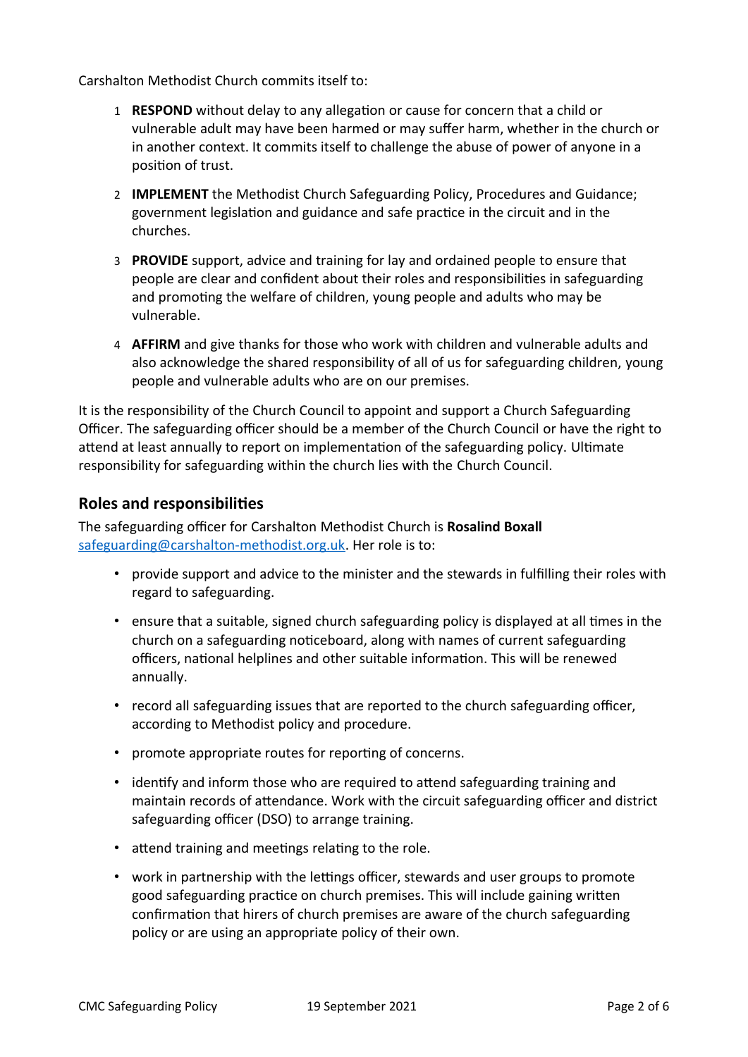Carshalton Methodist Church commits itself to:

1. **RESPOND** without delay to any allegation or cause for concern that a child or vulnerable adult may have been harmed or may suffer harm, whether in the church or in another context. It commits itself to challenge the abuse of power of anyone in a position of trust.
2. **IMPLEMENT** the Methodist Church Safeguarding Policy, Procedures and Guidance; government legislation and guidance and safe practice in the circuit and in the churches.
3. **PROVIDE** support, advice and training for lay and ordained people to ensure that people are clear and confident about their roles and responsibilities in safeguarding and promoting the welfare of children, young people and adults who may be vulnerable.
4. **AFFIRM** and give thanks for those who work with children and vulnerable adults and also acknowledge the shared responsibility of all of us for safeguarding children, young people and vulnerable adults who are on our premises.

It is the responsibility of the Church Council to appoint and support a Church Safeguarding Officer. The safeguarding officer should be a member of the Church Council or have the right to attend at least annually to report on implementation of the safeguarding policy. Ultimate responsibility for safeguarding within the church lies with the Church Council.

## Roles and responsibilities

The safeguarding officer for Carshalton Methodist Church is **Rosalind Boxall** safeguarding@carshalton-methodist.org.uk. Her role is to:

- provide support and advice to the minister and the stewards in fulfilling their roles with regard to safeguarding.
- ensure that a suitable, signed church safeguarding policy is displayed at all times in the church on a safeguarding noticeboard, along with names of current safeguarding officers, national helplines and other suitable information. This will be renewed annually.
- record all safeguarding issues that are reported to the church safeguarding officer, according to Methodist policy and procedure.
- promote appropriate routes for reporting of concerns.
- identify and inform those who are required to attend safeguarding training and maintain records of attendance. Work with the circuit safeguarding officer and district safeguarding officer (DSO) to arrange training.
- attend training and meetings relating to the role.
- work in partnership with the lettings officer, stewards and user groups to promote good safeguarding practice on church premises. This will include gaining written confirmation that hirers of church premises are aware of the church safeguarding policy or are using an appropriate policy of their own.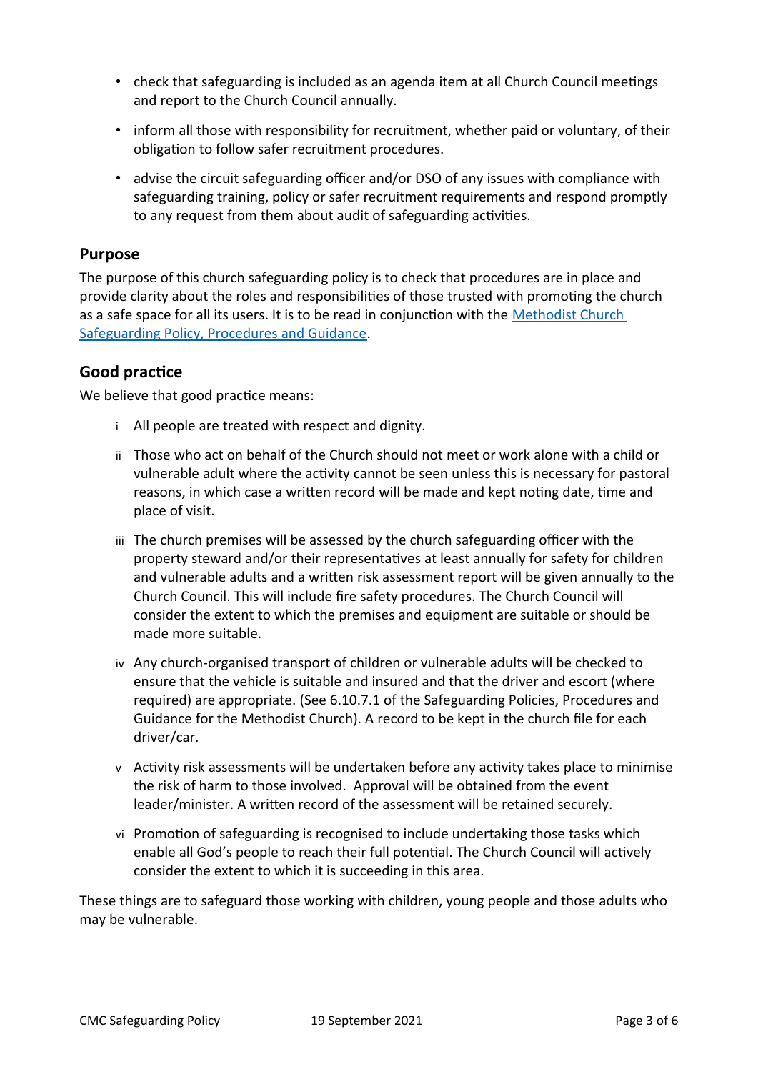- check that safeguarding is included as an agenda item at all Church Council meetings and report to the Church Council annually.
- inform all those with responsibility for recruitment, whether paid or voluntary, of their obligation to follow safer recruitment procedures.
- advise the circuit safeguarding officer and/or DSO of any issues with compliance with safeguarding training, policy or safer recruitment requirements and respond promptly to any request from them about audit of safeguarding activities.

## Purpose

The purpose of this church safeguarding policy is to check that procedures are in place and provide clarity about the roles and responsibilities of those trusted with promoting the church as a safe space for all its users. It is to be read in conjunction with the [Methodist Church Safeguarding Policy, Procedures and Guidance]().

## Good practice

We believe that good practice means:

i. All people are treated with respect and dignity.

ii. Those who act on behalf of the Church should not meet or work alone with a child or vulnerable adult where the activity cannot be seen unless this is necessary for pastoral reasons, in which case a written record will be made and kept noting date, time and place of visit.

iii. The church premises will be assessed by the church safeguarding officer with the property steward and/or their representatives at least annually for safety for children and vulnerable adults and a written risk assessment report will be given annually to the Church Council. This will include fire safety procedures. The Church Council will consider the extent to which the premises and equipment are suitable or should be made more suitable.

iv. Any church-organised transport of children or vulnerable adults will be checked to ensure that the vehicle is suitable and insured and that the driver and escort (where required) are appropriate. (See 6.10.7.1 of the Safeguarding Policies, Procedures and Guidance for the Methodist Church). A record to be kept in the church file for each driver/car.

v. Activity risk assessments will be undertaken before any activity takes place to minimise the risk of harm to those involved. Approval will be obtained from the event leader/minister. A written record of the assessment will be retained securely.

vi. Promotion of safeguarding is recognised to include undertaking those tasks which enable all God's people to reach their full potential. The Church Council will actively consider the extent to which it is succeeding in this area.

These things are to safeguard those working with children, young people and those adults who may be vulnerable.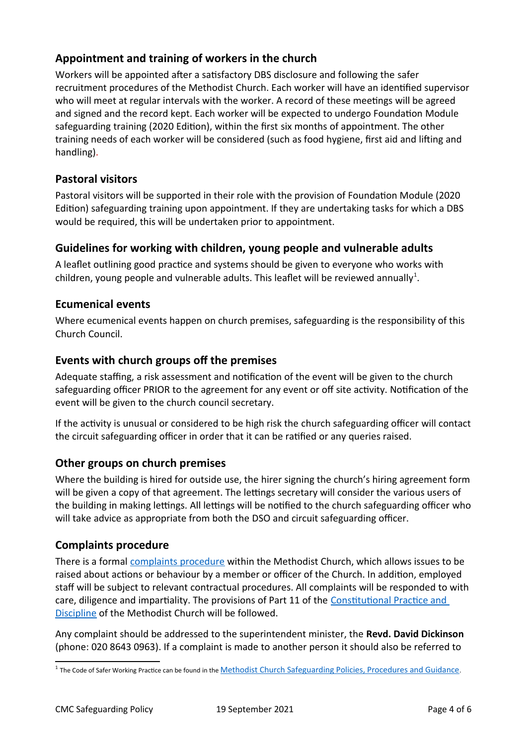## Appointment and training of workers in the church

Workers will be appointed after a satisfactory DBS disclosure and following the safer recruitment procedures of the Methodist Church. Each worker will have an identified supervisor who will meet at regular intervals with the worker. A record of these meetings will be agreed and signed and the record kept. Each worker will be expected to undergo Foundation Module safeguarding training (2020 Edition), within the first six months of appointment. The other training needs of each worker will be considered (such as food hygiene, first aid and lifting and handling).

## Pastoral visitors

Pastoral visitors will be supported in their role with the provision of Foundation Module (2020 Edition) safeguarding training upon appointment. If they are undertaking tasks for which a DBS would be required, this will be undertaken prior to appointment.

## Guidelines for working with children, young people and vulnerable adults

A leaflet outlining good practice and systems should be given to everyone who works with children, young people and vulnerable adults. This leaflet will be reviewed annually[1].

## Ecumenical events

Where ecumenical events happen on church premises, safeguarding is the responsibility of this Church Council.

## Events with church groups off the premises

Adequate staffing, a risk assessment and notification of the event will be given to the church safeguarding officer PRIOR to the agreement for any event or off site activity. Notification of the event will be given to the church council secretary.

If the activity is unusual or considered to be high risk the church safeguarding officer will contact the circuit safeguarding officer in order that it can be ratified or any queries raised.

## Other groups on church premises

Where the building is hired for outside use, the hirer signing the church's hiring agreement form will be given a copy of that agreement. The lettings secretary will consider the various users of the building in making lettings. All lettings will be notified to the church safeguarding officer who will take advice as appropriate from both the DSO and circuit safeguarding officer.

## Complaints procedure

There is a formal complaints procedure within the Methodist Church, which allows issues to be raised about actions or behaviour by a member or officer of the Church. In addition, employed staff will be subject to relevant contractual procedures. All complaints will be responded to with care, diligence and impartiality. The provisions of Part 11 of the Constitutional Practice and Discipline of the Methodist Church will be followed.

Any complaint should be addressed to the superintendent minister, the **Revd. David Dickinson** (phone: 020 8643 0963). If a complaint is made to another person it should also be referred to

[1] The Code of Safer Working Practice can be found in the Methodist Church Safeguarding Policies, Procedures and Guidance.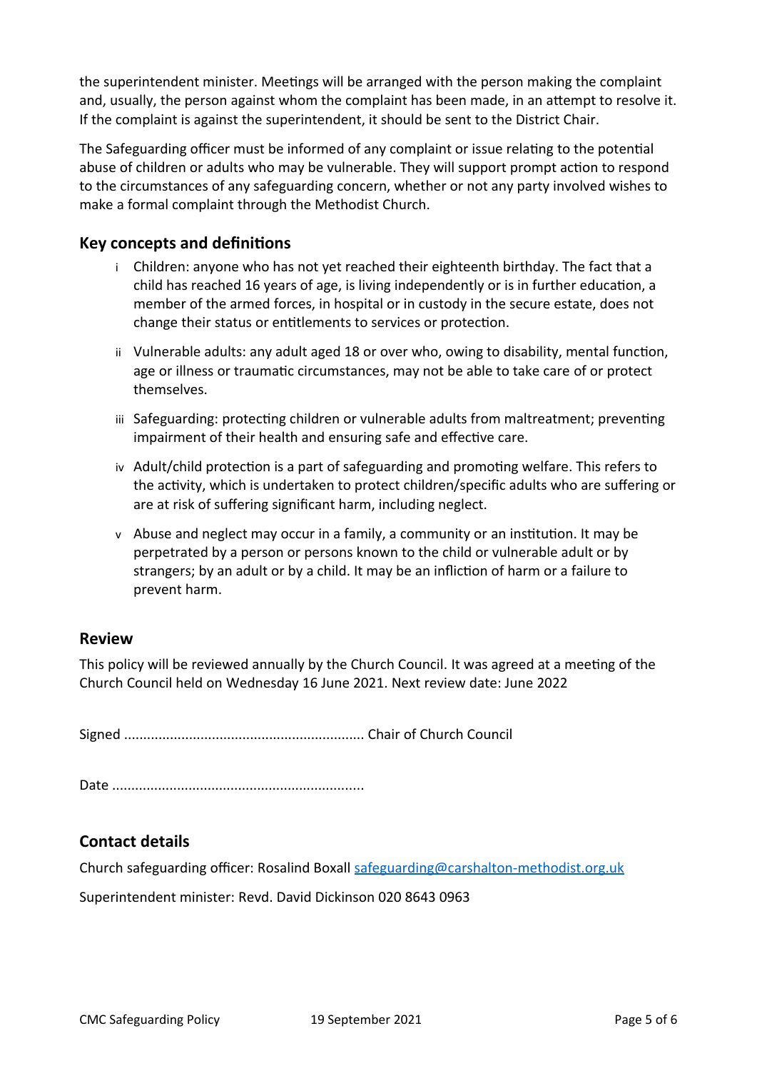the superintendent minister. Meetings will be arranged with the person making the complaint and, usually, the person against whom the complaint has been made, in an attempt to resolve it. If the complaint is against the superintendent, it should be sent to the District Chair.

The Safeguarding officer must be informed of any complaint or issue relating to the potential abuse of children or adults who may be vulnerable. They will support prompt action to respond to the circumstances of any safeguarding concern, whether or not any party involved wishes to make a formal complaint through the Methodist Church.

## Key concepts and definitions

i. Children: anyone who has not yet reached their eighteenth birthday. The fact that a child has reached 16 years of age, is living independently or is in further education, a member of the armed forces, in hospital or in custody in the secure estate, does not change their status or entitlements to services or protection.

ii. Vulnerable adults: any adult aged 18 or over who, owing to disability, mental function, age or illness or traumatic circumstances, may not be able to take care of or protect themselves.

iii. Safeguarding: protecting children or vulnerable adults from maltreatment; preventing impairment of their health and ensuring safe and effective care.

iv. Adult/child protection is a part of safeguarding and promoting welfare. This refers to the activity, which is undertaken to protect children/specific adults who are suffering or are at risk of suffering significant harm, including neglect.

v. Abuse and neglect may occur in a family, a community or an institution. It may be perpetrated by a person or persons known to the child or vulnerable adult or by strangers; by an adult or by a child. It may be an infliction of harm or a failure to prevent harm.

## Review

This policy will be reviewed annually by the Church Council. It was agreed at a meeting of the Church Council held on Wednesday 16 June 2021. Next review date: June 2022

Signed ............................................................. Chair of Church Council

Date ................................................................

## Contact details

Church safeguarding officer: Rosalind Boxall safeguarding@carshalton-methodist.org.uk

Superintendent minister: Revd. David Dickinson 020 8643 0963